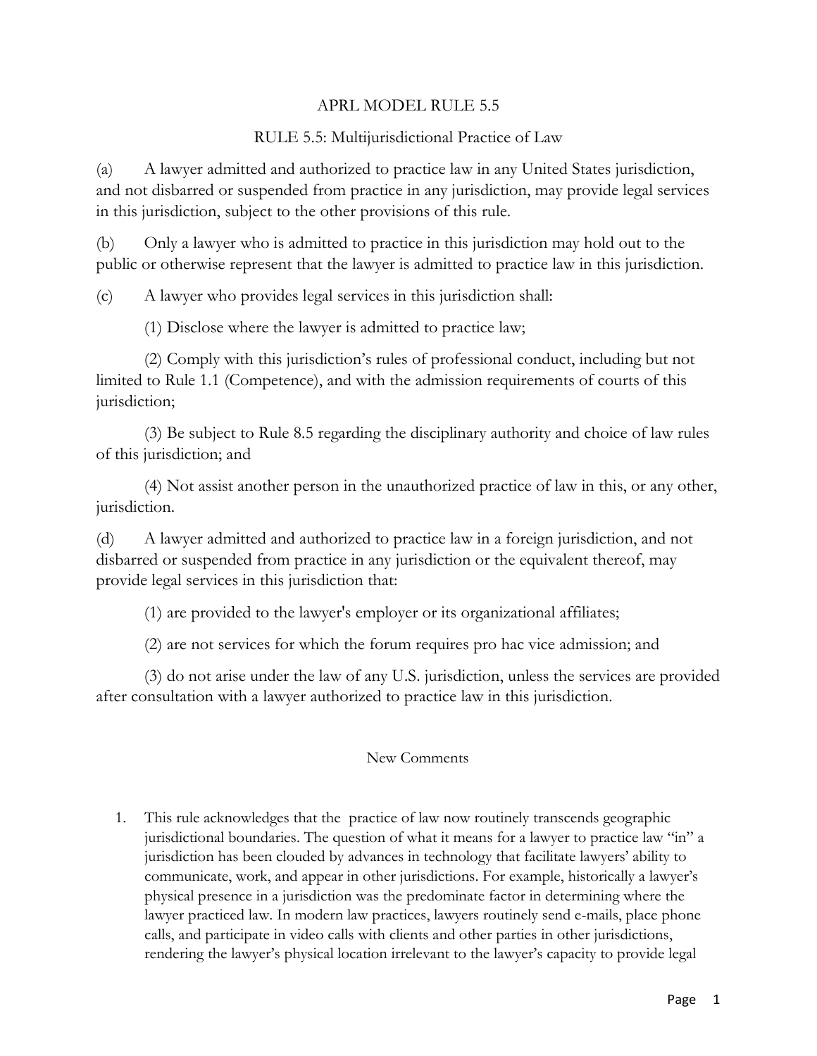# APRL MODEL RULE 5.5

## RULE 5.5: Multijurisdictional Practice of Law

(a) A lawyer admitted and authorized to practice law in any United States jurisdiction, and not disbarred or suspended from practice in any jurisdiction, may provide legal services in this jurisdiction, subject to the other provisions of this rule.

(b) Only a lawyer who is admitted to practice in this jurisdiction may hold out to the public or otherwise represent that the lawyer is admitted to practice law in this jurisdiction.

(c) A lawyer who provides legal services in this jurisdiction shall:

(1) Disclose where the lawyer is admitted to practice law;

(2) Comply with this jurisdiction's rules of professional conduct, including but not limited to Rule 1.1 (Competence), and with the admission requirements of courts of this jurisdiction;

(3) Be subject to Rule 8.5 regarding the disciplinary authority and choice of law rules of this jurisdiction; and

(4) Not assist another person in the unauthorized practice of law in this, or any other, jurisdiction.

(d) A lawyer admitted and authorized to practice law in a foreign jurisdiction, and not disbarred or suspended from practice in any jurisdiction or the equivalent thereof, may provide legal services in this jurisdiction that:

(1) are provided to the lawyer's employer or its organizational affiliates;

(2) are not services for which the forum requires pro hac vice admission; and

(3) do not arise under the law of any U.S. jurisdiction, unless the services are provided after consultation with a lawyer authorized to practice law in this jurisdiction.

### New Comments

1. This rule acknowledges that the practice of law now routinely transcends geographic jurisdictional boundaries. The question of what it means for a lawyer to practice law "in" a jurisdiction has been clouded by advances in technology that facilitate lawyers' ability to communicate, work, and appear in other jurisdictions. For example, historically a lawyer's physical presence in a jurisdiction was the predominate factor in determining where the lawyer practiced law. In modern law practices, lawyers routinely send e-mails, place phone calls, and participate in video calls with clients and other parties in other jurisdictions, rendering the lawyer's physical location irrelevant to the lawyer's capacity to provide legal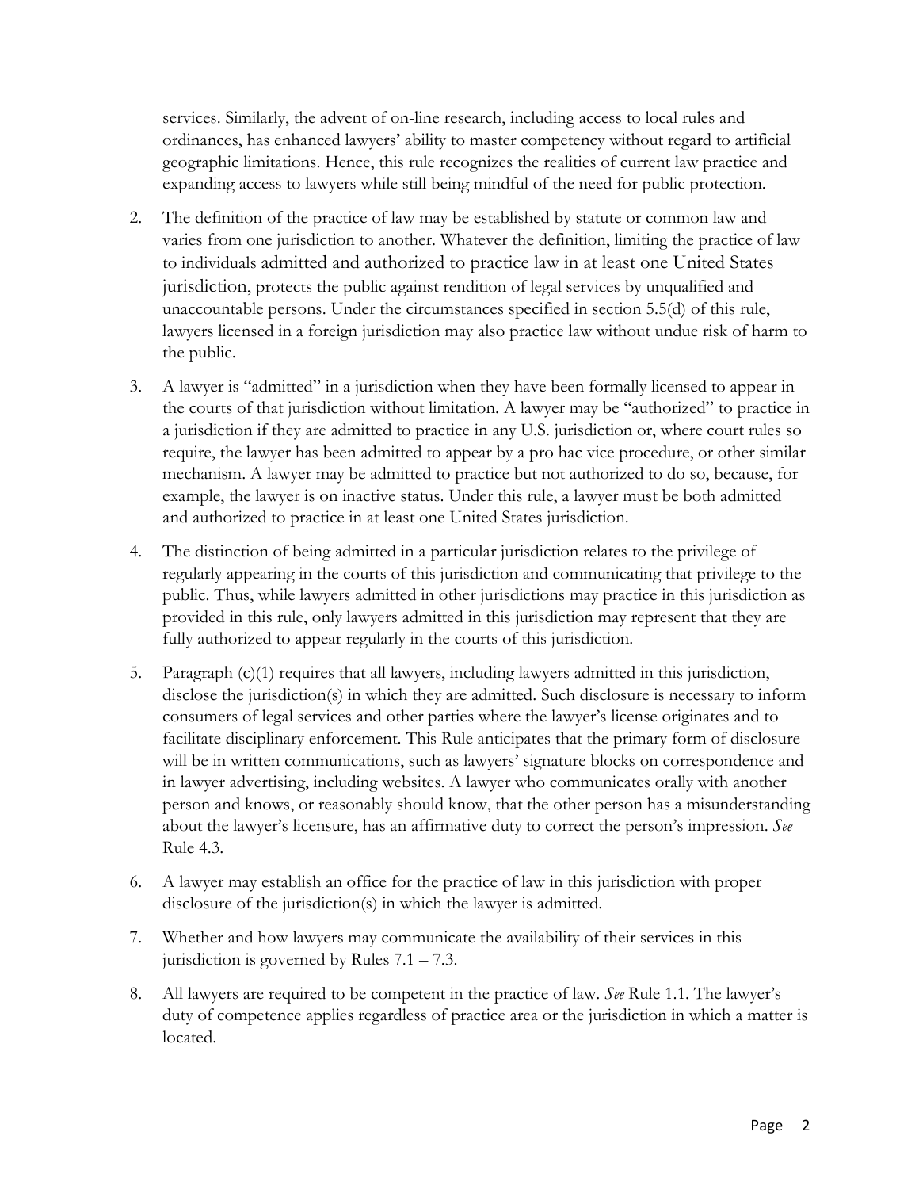services. Similarly, the advent of on-line research, including access to local rules and ordinances, has enhanced lawyers' ability to master competency without regard to artificial geographic limitations. Hence, this rule recognizes the realities of current law practice and expanding access to lawyers while still being mindful of the need for public protection.

2. The definition of the practice of law may be established by statute or common law and varies from one jurisdiction to another. Whatever the definition, limiting the practice of law to individuals admitted and authorized to practice law in at least one United States jurisdiction, protects the public against rendition of legal services by unqualified and unaccountable persons. Under the circumstances specified in section 5.5(d) of this rule, lawyers licensed in a foreign jurisdiction may also practice law without undue risk of harm to the public.

3. A lawyer is "admitted" in a jurisdiction when they have been formally licensed to appear in the courts of that jurisdiction without limitation. A lawyer may be "authorized" to practice in a jurisdiction if they are admitted to practice in any U.S. jurisdiction or, where court rules so require, the lawyer has been admitted to appear by a pro hac vice procedure, or other similar mechanism. A lawyer may be admitted to practice but not authorized to do so, because, for example, the lawyer is on inactive status. Under this rule, a lawyer must be both admitted and authorized to practice in at least one United States jurisdiction.

4. The distinction of being admitted in a particular jurisdiction relates to the privilege of regularly appearing in the courts of this jurisdiction and communicating that privilege to the public. Thus, while lawyers admitted in other jurisdictions may practice in this jurisdiction as provided in this rule, only lawyers admitted in this jurisdiction may represent that they are fully authorized to appear regularly in the courts of this jurisdiction.

5. Paragraph (c)(1) requires that all lawyers, including lawyers admitted in this jurisdiction, disclose the jurisdiction(s) in which they are admitted. Such disclosure is necessary to inform consumers of legal services and other parties where the lawyer's license originates and to facilitate disciplinary enforcement. This Rule anticipates that the primary form of disclosure will be in written communications, such as lawyers' signature blocks on correspondence and in lawyer advertising, including websites. A lawyer who communicates orally with another person and knows, or reasonably should know, that the other person has a misunderstanding about the lawyer's licensure, has an affirmative duty to correct the person's impression. *See* Rule 4.3.

6. A lawyer may establish an office for the practice of law in this jurisdiction with proper disclosure of the jurisdiction(s) in which the lawyer is admitted.

7. Whether and how lawyers may communicate the availability of their services in this jurisdiction is governed by Rules 7.1 – 7.3.

8. All lawyers are required to be competent in the practice of law. *See* Rule 1.1. The lawyer's duty of competence applies regardless of practice area or the jurisdiction in which a matter is located.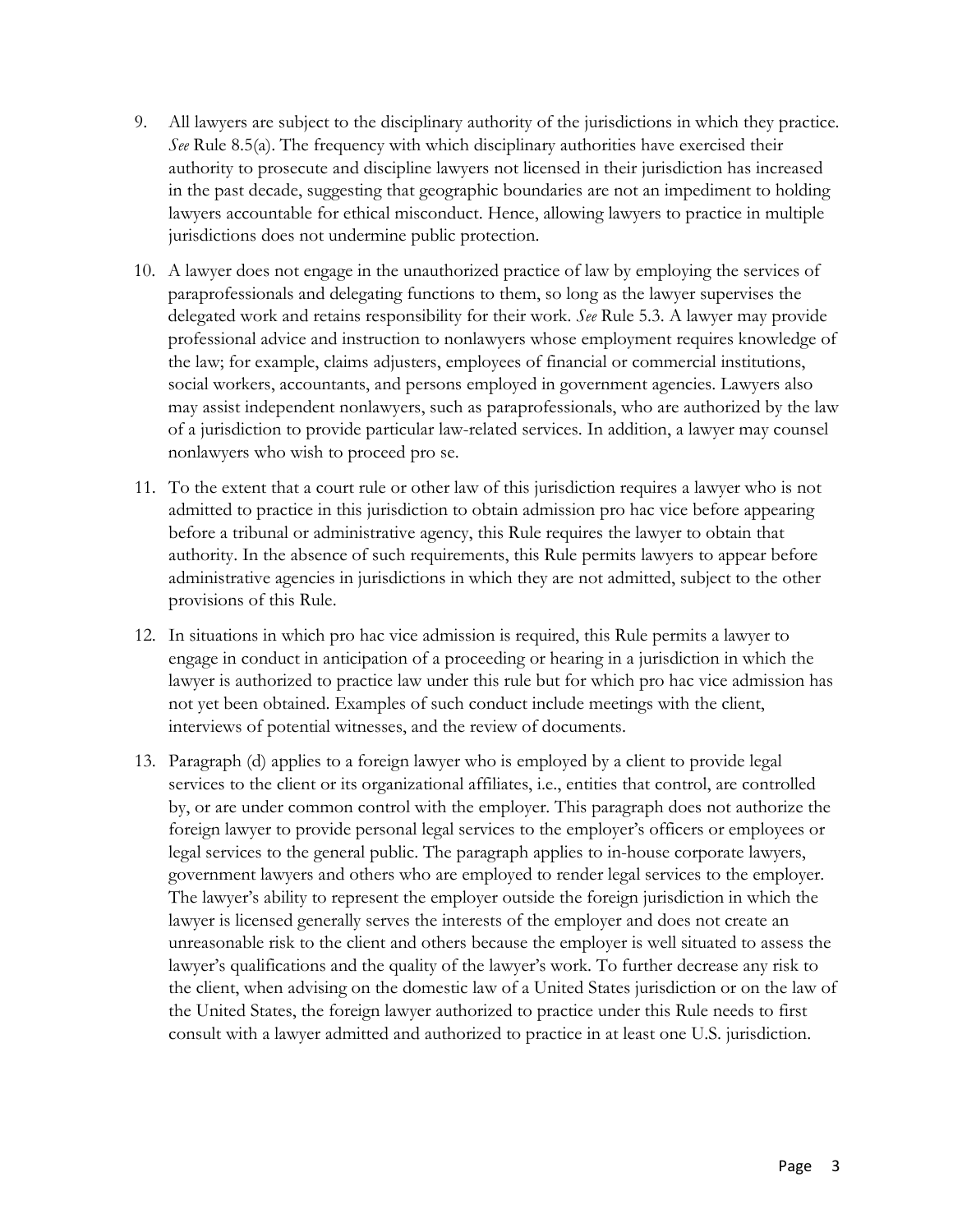9. All lawyers are subject to the disciplinary authority of the jurisdictions in which they practice. *See* Rule 8.5(a). The frequency with which disciplinary authorities have exercised their authority to prosecute and discipline lawyers not licensed in their jurisdiction has increased in the past decade, suggesting that geographic boundaries are not an impediment to holding lawyers accountable for ethical misconduct. Hence, allowing lawyers to practice in multiple jurisdictions does not undermine public protection.

10. A lawyer does not engage in the unauthorized practice of law by employing the services of paraprofessionals and delegating functions to them, so long as the lawyer supervises the delegated work and retains responsibility for their work. *See* Rule 5.3. A lawyer may provide professional advice and instruction to nonlawyers whose employment requires knowledge of the law; for example, claims adjusters, employees of financial or commercial institutions, social workers, accountants, and persons employed in government agencies. Lawyers also may assist independent nonlawyers, such as paraprofessionals, who are authorized by the law of a jurisdiction to provide particular law-related services. In addition, a lawyer may counsel nonlawyers who wish to proceed pro se.

11. To the extent that a court rule or other law of this jurisdiction requires a lawyer who is not admitted to practice in this jurisdiction to obtain admission pro hac vice before appearing before a tribunal or administrative agency, this Rule requires the lawyer to obtain that authority. In the absence of such requirements, this Rule permits lawyers to appear before administrative agencies in jurisdictions in which they are not admitted, subject to the other provisions of this Rule.

12. In situations in which pro hac vice admission is required, this Rule permits a lawyer to engage in conduct in anticipation of a proceeding or hearing in a jurisdiction in which the lawyer is authorized to practice law under this rule but for which pro hac vice admission has not yet been obtained. Examples of such conduct include meetings with the client, interviews of potential witnesses, and the review of documents.

13. Paragraph (d) applies to a foreign lawyer who is employed by a client to provide legal services to the client or its organizational affiliates, i.e., entities that control, are controlled by, or are under common control with the employer. This paragraph does not authorize the foreign lawyer to provide personal legal services to the employer's officers or employees or legal services to the general public. The paragraph applies to in-house corporate lawyers, government lawyers and others who are employed to render legal services to the employer. The lawyer's ability to represent the employer outside the foreign jurisdiction in which the lawyer is licensed generally serves the interests of the employer and does not create an unreasonable risk to the client and others because the employer is well situated to assess the lawyer's qualifications and the quality of the lawyer's work. To further decrease any risk to the client, when advising on the domestic law of a United States jurisdiction or on the law of the United States, the foreign lawyer authorized to practice under this Rule needs to first consult with a lawyer admitted and authorized to practice in at least one U.S. jurisdiction.